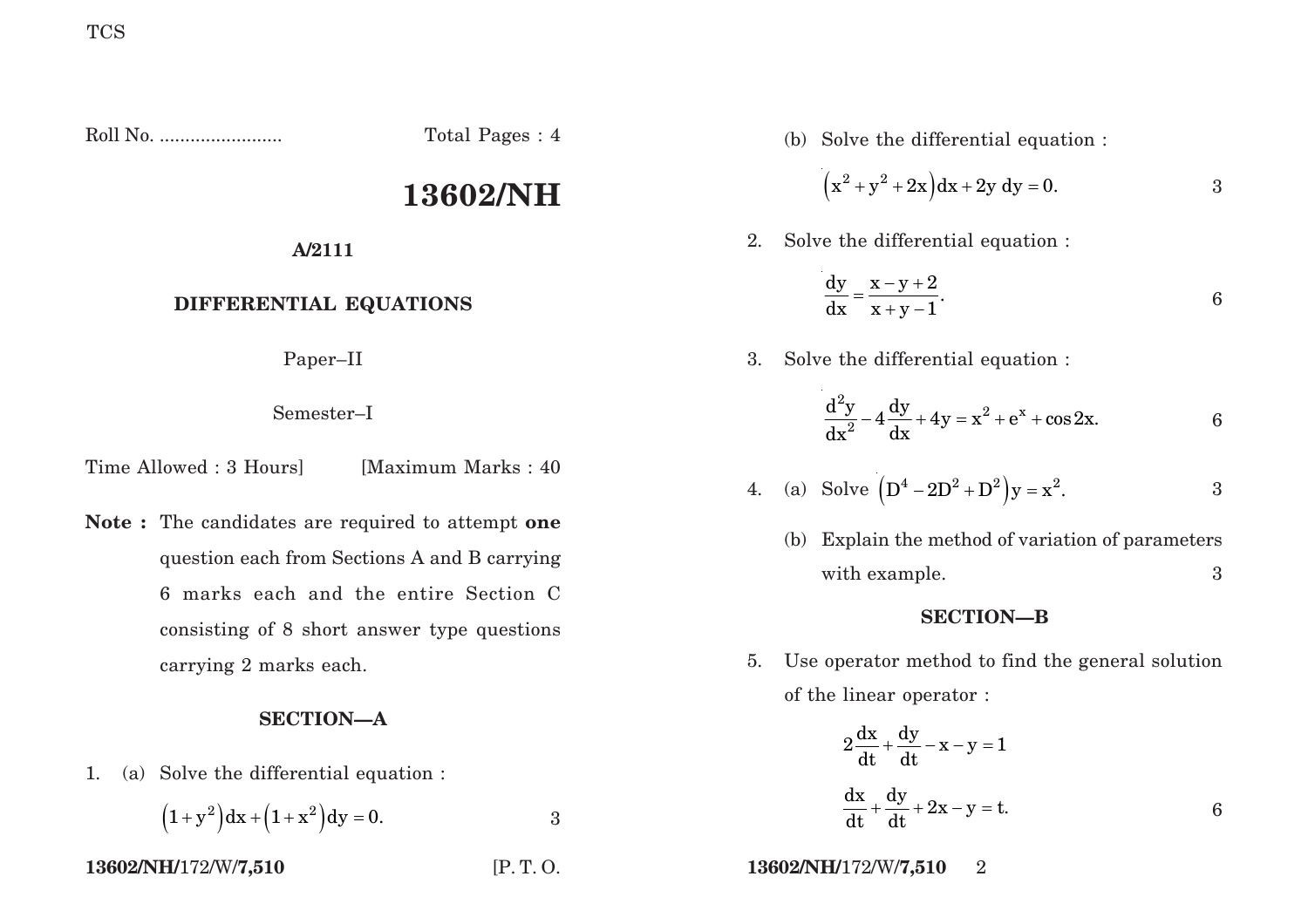TCS

Roll No. ........................ Total Pages : 4

# 13602/NH

**A/2111**

**DIFFERENTIAL EQUATIONS**

Paper–II

Semester–I

Time Allowed : 3 Hours] [Maximum Marks : 40

**Note :** The candidates are required to attempt **one** question each from Sections A and B carrying 6 marks each and the entire Section C consisting of 8 short answer type questions carrying 2 marks each.

## SECTION—A

1\. (a) Solve the differential equation :

$$\left(1+y^2\right)dx+\left(1+x^2\right)dy=0.$$ 3

(b) Solve the differential equation :

$$\left(x^2+y^2+2x\right)dx+2y\,dy=0.$$ 3

2\. Solve the differential equation :

$$\frac{dy}{dx}=\frac{x-y+2}{x+y-1}.$$ 6

3\. Solve the differential equation :

$$\frac{d^2y}{dx^2}-4\frac{dy}{dx}+4y=x^2+e^x+\cos 2x.$$ 6

4\. (a) Solve $\left(D^4-2D^2+D^2\right)y=x^2.$ 3

(b) Explain the method of variation of parameters with example. 3

## SECTION—B

5\. Use operator method to find the general solution of the linear operator :

$$2\frac{dx}{dt}+\frac{dy}{dt}-x-y=1$$

$$\frac{dx}{dt}+\frac{dy}{dt}+2x-y=t.$$ 6

13602/NH/172/W/7,510 [P. T. O.

13602/NH/172/W/7,510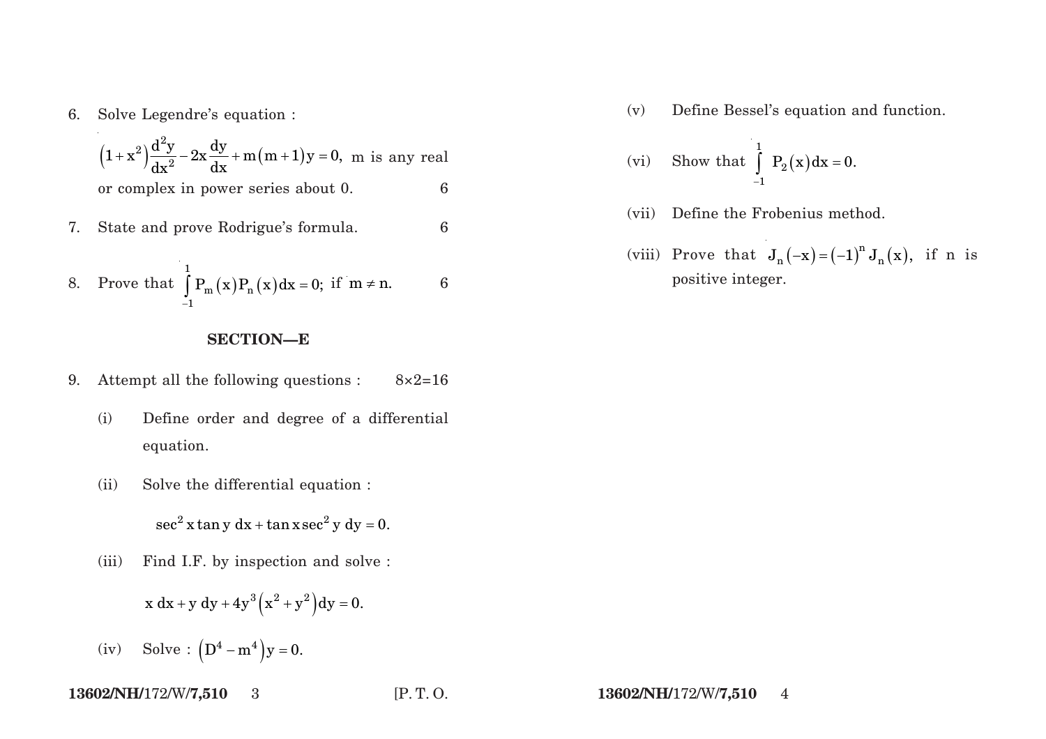6. Solve Legendre's equation :

$$\left(1+x^2\right)\frac{d^2y}{dx^2}-2x\frac{dy}{dx}+m(m+1)y=0,$$ m is any real or complex in power series about 0. 6

7. State and prove Rodrigue's formula. 6

8. Prove that $\int_{-1}^{1} P_m(x)P_n(x)dx = 0;$ if $m \neq n.$ 6

## SECTION—E

9. Attempt all the following questions : 8×2=16

   (i) Define order and degree of a differential equation.

   (ii) Solve the differential equation :

   $$\sec^2 x \tan y \, dx + \tan x \sec^2 y \, dy = 0.$$

   (iii) Find I.F. by inspection and solve :

   $$x\,dx + y\,dy + 4y^3\left(x^2+y^2\right)dy = 0.$$

   (iv) Solve : $\left(D^4 - m^4\right)y = 0.$

   (v) Define Bessel's equation and function.

   (vi) Show that $\int_{-1}^{1} P_2(x)dx = 0.$

   (vii) Define the Frobenius method.

   (viii) Prove that $J_n(-x) = (-1)^n J_n(x),$ if n is positive integer.